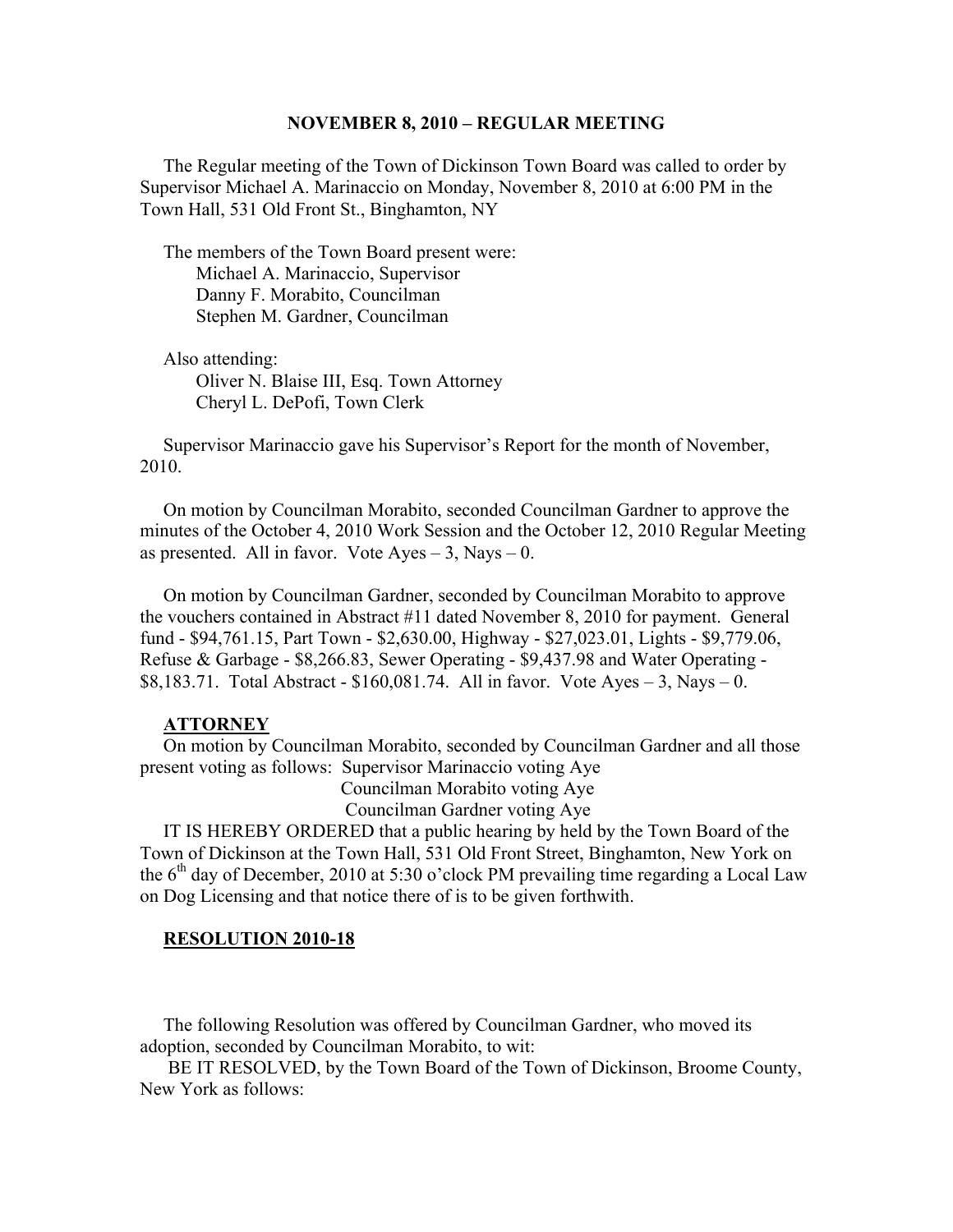# NOVEMBER 8, 2010 – REGULAR MEETING

The Regular meeting of the Town of Dickinson Town Board was called to order by Supervisor Michael A. Marinaccio on Monday, November 8, 2010 at 6:00 PM in the Town Hall, 531 Old Front St., Binghamton, NY

The members of the Town Board present were:
Michael A. Marinaccio, Supervisor
Danny F. Morabito, Councilman
Stephen M. Gardner, Councilman

Also attending:
Oliver N. Blaise III, Esq. Town Attorney
Cheryl L. DePofi, Town Clerk

Supervisor Marinaccio gave his Supervisor's Report for the month of November, 2010.

On motion by Councilman Morabito, seconded Councilman Gardner to approve the minutes of the October 4, 2010 Work Session and the October 12, 2010 Regular Meeting as presented. All in favor. Vote Ayes – 3, Nays – 0.

On motion by Councilman Gardner, seconded by Councilman Morabito to approve the vouchers contained in Abstract #11 dated November 8, 2010 for payment. General fund - $94,761.15, Part Town - $2,630.00, Highway - $27,023.01, Lights - $9,779.06, Refuse & Garbage - $8,266.83, Sewer Operating - $9,437.98 and Water Operating - $8,183.71. Total Abstract - $160,081.74. All in favor. Vote Ayes – 3, Nays – 0.

## ATTORNEY

On motion by Councilman Morabito, seconded by Councilman Gardner and all those present voting as follows: Supervisor Marinaccio voting Aye
Councilman Morabito voting Aye
Councilman Gardner voting Aye

IT IS HEREBY ORDERED that a public hearing by held by the Town Board of the Town of Dickinson at the Town Hall, 531 Old Front Street, Binghamton, New York on the 6th day of December, 2010 at 5:30 o'clock PM prevailing time regarding a Local Law on Dog Licensing and that notice there of is to be given forthwith.

## RESOLUTION 2010-18

The following Resolution was offered by Councilman Gardner, who moved its adoption, seconded by Councilman Morabito, to wit:

BE IT RESOLVED, by the Town Board of the Town of Dickinson, Broome County, New York as follows: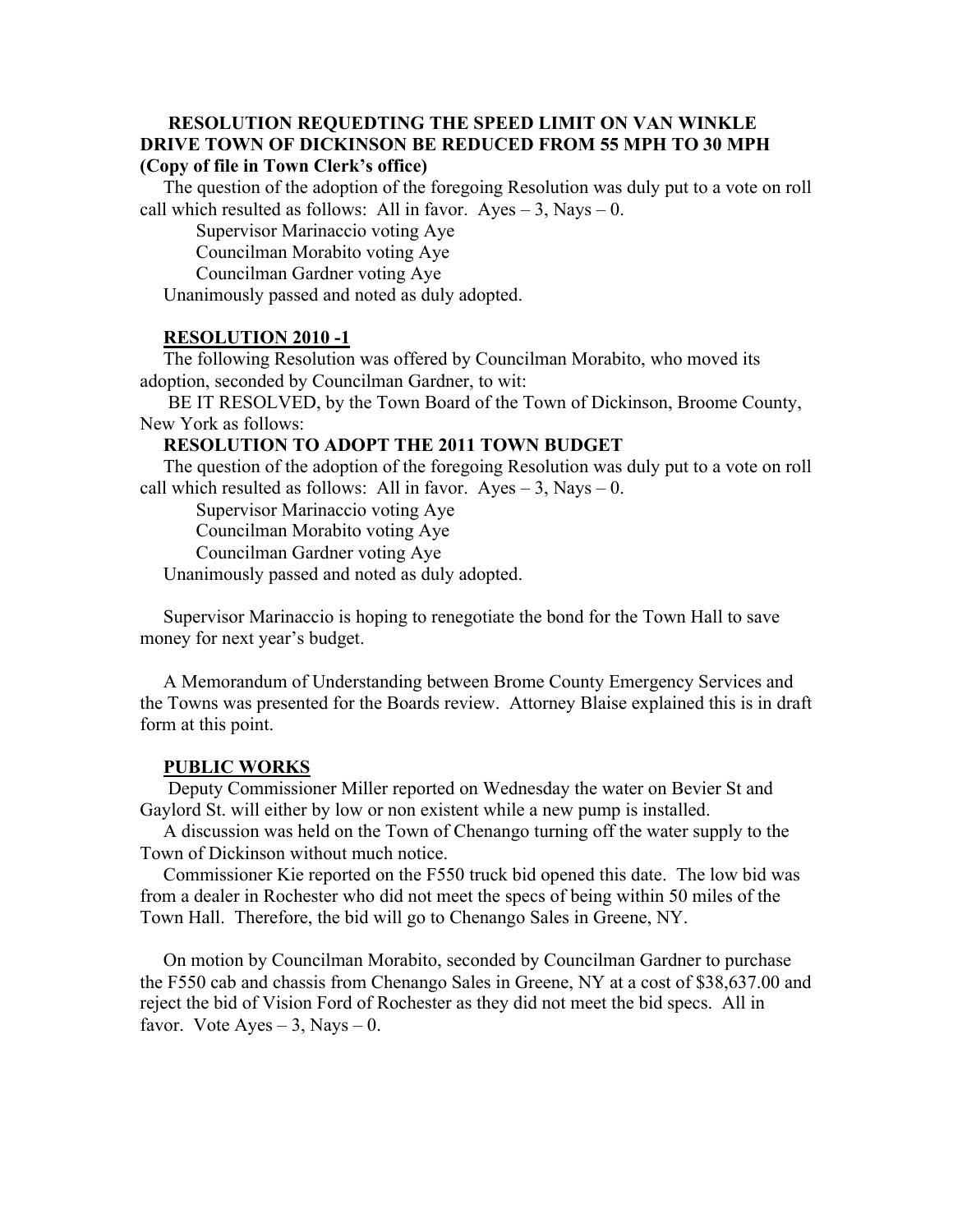**RESOLUTION REQUEDTING THE SPEED LIMIT ON VAN WINKLE DRIVE TOWN OF DICKINSON BE REDUCED FROM 55 MPH TO 30 MPH (Copy of file in Town Clerk's office)**

The question of the adoption of the foregoing Resolution was duly put to a vote on roll call which resulted as follows: All in favor. Ayes – 3, Nays – 0.

Supervisor Marinaccio voting Aye
Councilman Morabito voting Aye
Councilman Gardner voting Aye

Unanimously passed and noted as duly adopted.

**RESOLUTION 2010 -1**

The following Resolution was offered by Councilman Morabito, who moved its adoption, seconded by Councilman Gardner, to wit:

BE IT RESOLVED, by the Town Board of the Town of Dickinson, Broome County, New York as follows:

**RESOLUTION TO ADOPT THE 2011 TOWN BUDGET**

The question of the adoption of the foregoing Resolution was duly put to a vote on roll call which resulted as follows: All in favor. Ayes – 3, Nays – 0.

Supervisor Marinaccio voting Aye
Councilman Morabito voting Aye
Councilman Gardner voting Aye

Unanimously passed and noted as duly adopted.

Supervisor Marinaccio is hoping to renegotiate the bond for the Town Hall to save money for next year's budget.

A Memorandum of Understanding between Brome County Emergency Services and the Towns was presented for the Boards review. Attorney Blaise explained this is in draft form at this point.

**PUBLIC WORKS**

Deputy Commissioner Miller reported on Wednesday the water on Bevier St and Gaylord St. will either by low or non existent while a new pump is installed.

A discussion was held on the Town of Chenango turning off the water supply to the Town of Dickinson without much notice.

Commissioner Kie reported on the F550 truck bid opened this date. The low bid was from a dealer in Rochester who did not meet the specs of being within 50 miles of the Town Hall. Therefore, the bid will go to Chenango Sales in Greene, NY.

On motion by Councilman Morabito, seconded by Councilman Gardner to purchase the F550 cab and chassis from Chenango Sales in Greene, NY at a cost of $38,637.00 and reject the bid of Vision Ford of Rochester as they did not meet the bid specs. All in favor. Vote Ayes – 3, Nays – 0.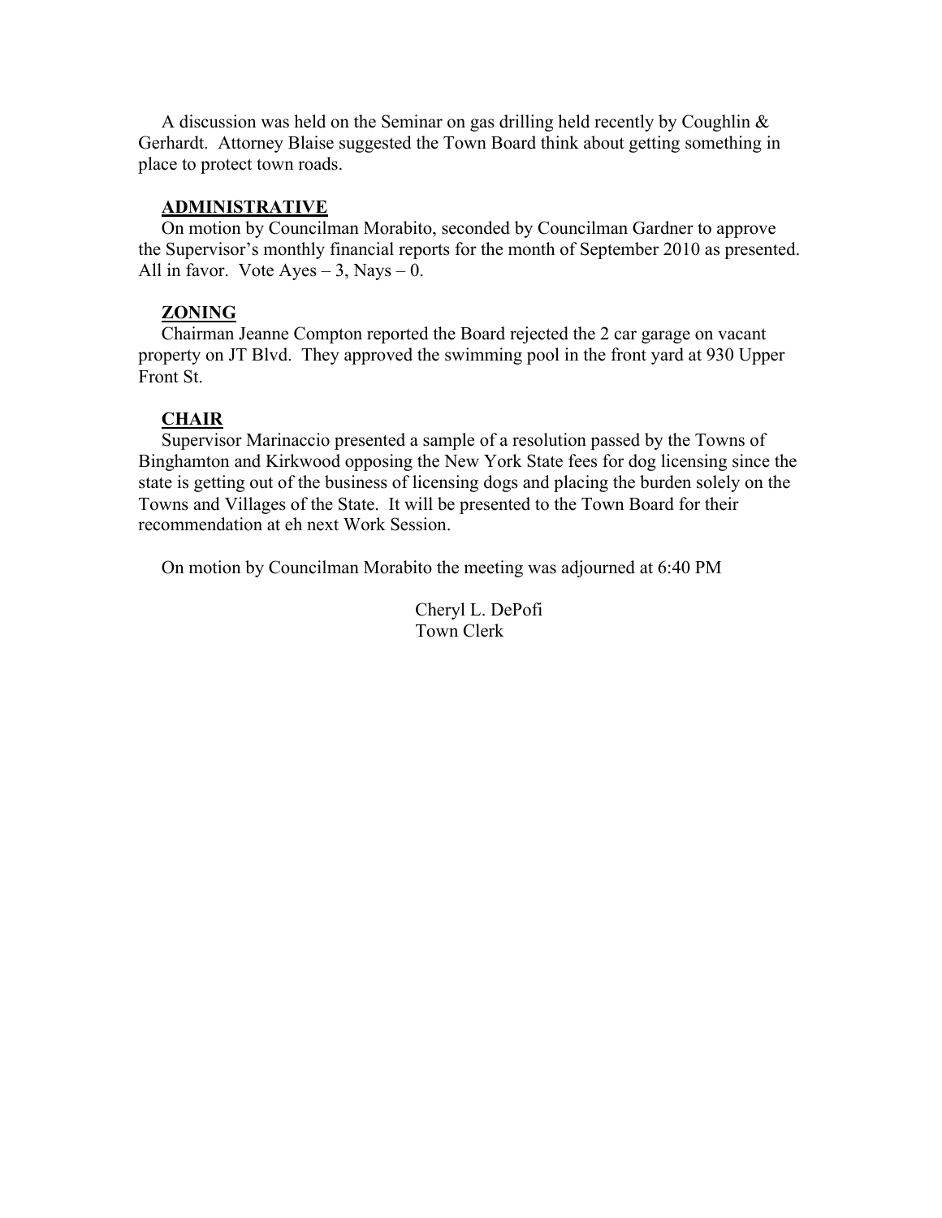A discussion was held on the Seminar on gas drilling held recently by Coughlin & Gerhardt. Attorney Blaise suggested the Town Board think about getting something in place to protect town roads.

**ADMINISTRATIVE**

On motion by Councilman Morabito, seconded by Councilman Gardner to approve the Supervisor's monthly financial reports for the month of September 2010 as presented. All in favor. Vote Ayes – 3, Nays – 0.

**ZONING**

Chairman Jeanne Compton reported the Board rejected the 2 car garage on vacant property on JT Blvd. They approved the swimming pool in the front yard at 930 Upper Front St.

**CHAIR**

Supervisor Marinaccio presented a sample of a resolution passed by the Towns of Binghamton and Kirkwood opposing the New York State fees for dog licensing since the state is getting out of the business of licensing dogs and placing the burden solely on the Towns and Villages of the State. It will be presented to the Town Board for their recommendation at eh next Work Session.

On motion by Councilman Morabito the meeting was adjourned at 6:40 PM

Cheryl L. DePofi
Town Clerk